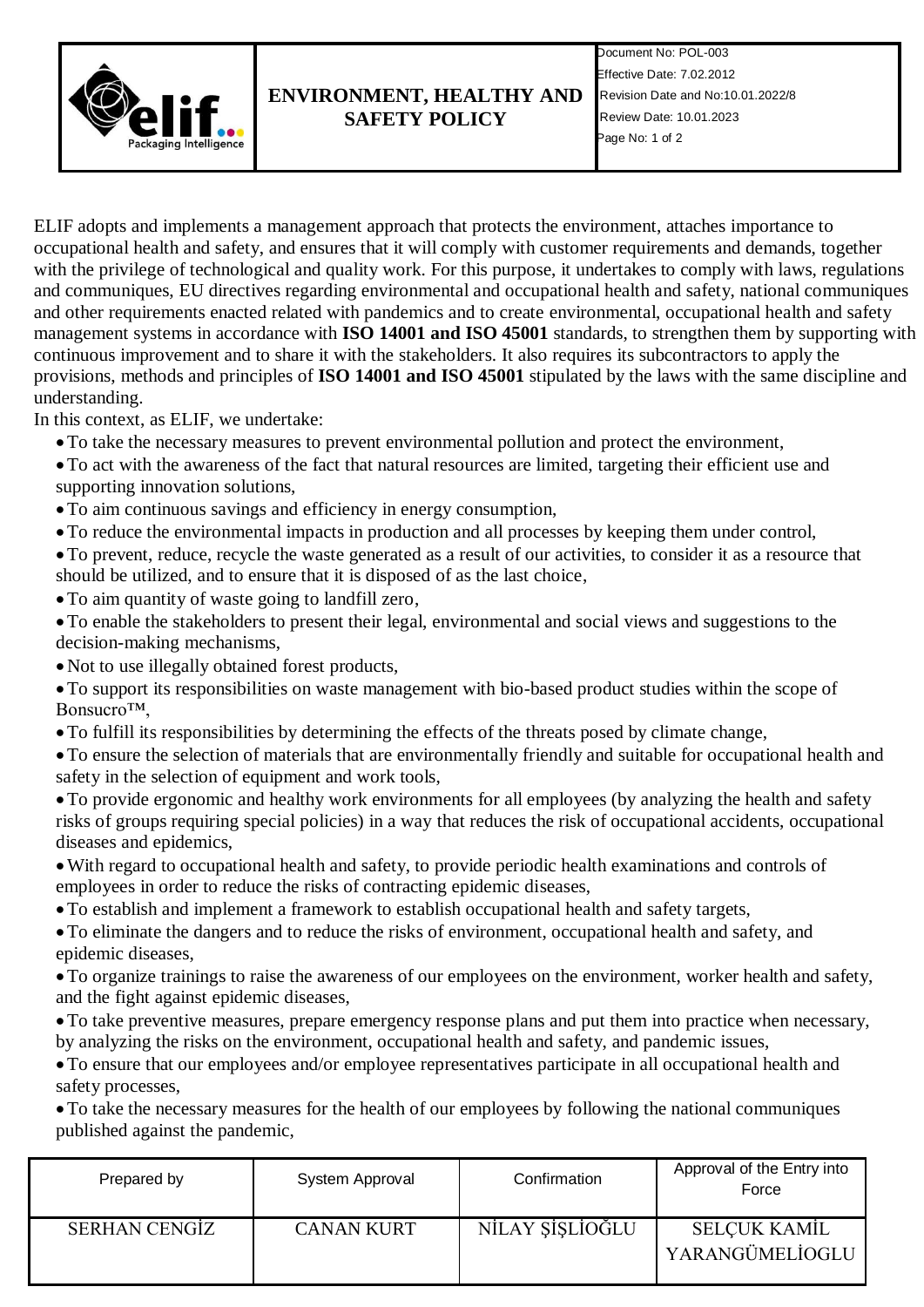# ENVIRONMENT, HEALTHY AND SAFETY POLICY

| | | |
|---|---|---|
| elif Packaging Intelligence | ENVIRONMENT, HEALTHY AND SAFETY POLICY | Document No: POL-003<br>Effective Date: 7.02.2012<br>Revision Date and No:10.01.2022/8<br>Review Date: 10.01.2023 |

ELIF adopts and implements a management approach that protects the environment, attaches importance to occupational health and safety, and ensures that it will comply with customer requirements and demands, together with the privilege of technological and quality work. For this purpose, it undertakes to comply with laws, regulations and communiques, EU directives regarding environmental and occupational health and safety, national communiques and other requirements enacted related with pandemics and to create environmental, occupational health and safety management systems in accordance with **ISO 14001 and ISO 45001** standards, to strengthen them by supporting with continuous improvement and to share it with the stakeholders. It also requires its subcontractors to apply the provisions, methods and principles of **ISO 14001 and ISO 45001** stipulated by the laws with the same discipline and understanding.

In this context, as ELIF, we undertake:

- To take the necessary measures to prevent environmental pollution and protect the environment,
- To act with the awareness of the fact that natural resources are limited, targeting their efficient use and supporting innovation solutions,
- To aim continuous savings and efficiency in energy consumption,
- To reduce the environmental impacts in production and all processes by keeping them under control,
- To prevent, reduce, recycle the waste generated as a result of our activities, to consider it as a resource that should be utilized, and to ensure that it is disposed of as the last choice,
- To aim quantity of waste going to landfill zero,
- To enable the stakeholders to present their legal, environmental and social views and suggestions to the decision-making mechanisms,
- Not to use illegally obtained forest products,
- To support its responsibilities on waste management with bio-based product studies within the scope of Bonsucro™,
- To fulfill its responsibilities by determining the effects of the threats posed by climate change,
- To ensure the selection of materials that are environmentally friendly and suitable for occupational health and safety in the selection of equipment and work tools,
- To provide ergonomic and healthy work environments for all employees (by analyzing the health and safety risks of groups requiring special policies) in a way that reduces the risk of occupational accidents, occupational diseases and epidemics,
- With regard to occupational health and safety, to provide periodic health examinations and controls of employees in order to reduce the risks of contracting epidemic diseases,
- To establish and implement a framework to establish occupational health and safety targets,
- To eliminate the dangers and to reduce the risks of environment, occupational health and safety, and epidemic diseases,
- To organize trainings to raise the awareness of our employees on the environment, worker health and safety, and the fight against epidemic diseases,
- To take preventive measures, prepare emergency response plans and put them into practice when necessary, by analyzing the risks on the environment, occupational health and safety, and pandemic issues,
- To ensure that our employees and/or employee representatives participate in all occupational health and safety processes,
- To take the necessary measures for the health of our employees by following the national communiques published against the pandemic,

| Prepared by | System Approval | Confirmation | Approval of the Entry into Force |
|---|---|---|---|
| SERHAN CENGİZ | CANAN KURT | NİLAY ŞİŞLİOĞLU | SELÇUK KAMİL YARANGÜMELİOGLU |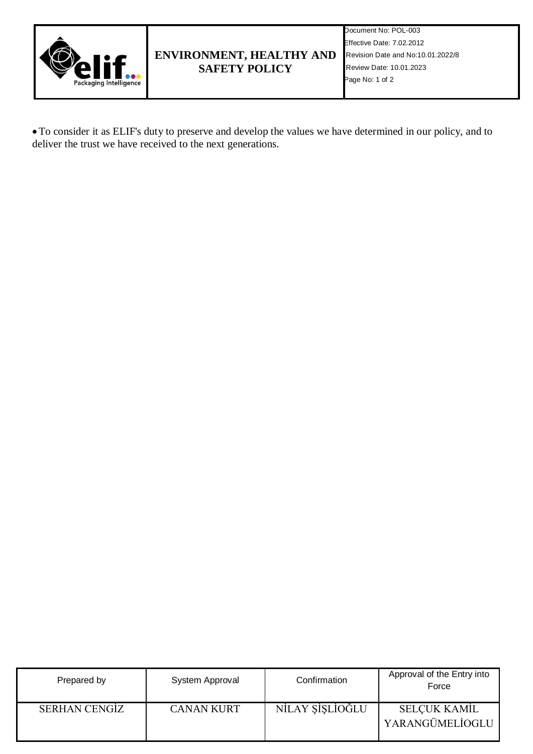- To consider it as ELIF's duty to preserve and develop the values we have determined in our policy, and to deliver the trust we have received to the next generations.

| Prepared by | System Approval | Confirmation | Approval of the Entry into Force |
|---|---|---|---|
| SERHAN CENGİZ | CANAN KURT | NİLAY ŞİŞLİOĞLU | SELÇUK KAMİL YARANGÜMELİOGLU |